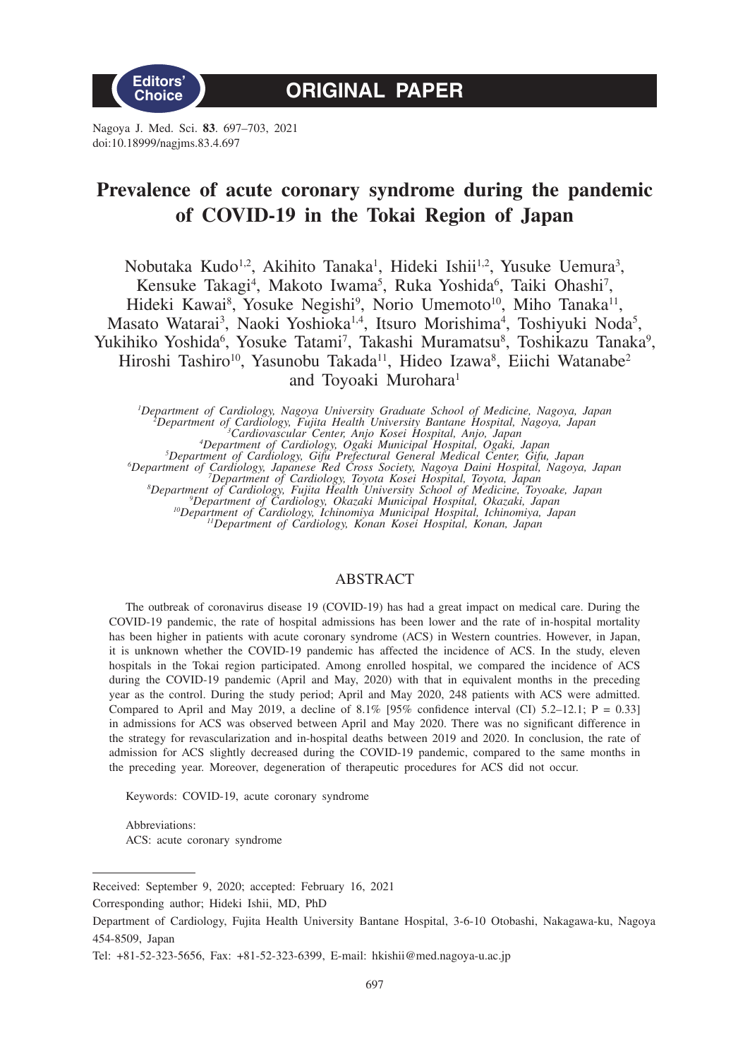Editors' Choice

# ORIGINAL PAPER

# Prevalence of acute coronary syndrome during the pandemic of COVID-19 in the Tokai Region of Japan

Nobutaka Kudo[1,2], Akihito Tanaka[1], Hideki Ishii[1,2], Yusuke Uemura[3], Kensuke Takagi[4], Makoto Iwama[5], Ruka Yoshida[6], Taiki Ohashi[7], Hideki Kawai[8], Yosuke Negishi[9], Norio Umemoto[10], Miho Tanaka[11], Masato Watarai[3], Naoki Yoshioka[1,4], Itsuro Morishima[4], Toshiyuki Noda[5], Yukihiko Yoshida[6], Yosuke Tatami[7], Takashi Muramatsu[8], Toshikazu Tanaka[9], Hiroshi Tashiro[10], Yasunobu Takada[11], Hideo Izawa[8], Eiichi Watanabe[2] and Toyoaki Murohara[1]

*[1]Department of Cardiology, Nagoya University Graduate School of Medicine, Nagoya, Japan*
*[2]Department of Cardiology, Fujita Health University Bantane Hospital, Nagoya, Japan*
*[3]Cardiovascular Center, Anjo Kosei Hospital, Anjo, Japan*
*[4]Department of Cardiology, Ogaki Municipal Hospital, Ogaki, Japan*
*[5]Department of Cardiology, Gifu Prefectural General Medical Center, Gifu, Japan*
*[6]Department of Cardiology, Japanese Red Cross Society, Nagoya Daini Hospital, Nagoya, Japan*
*[7]Department of Cardiology, Toyota Kosei Hospital, Toyota, Japan*
*[8]Department of Cardiology, Fujita Health University School of Medicine, Toyoake, Japan*
*[9]Department of Cardiology, Okazaki Municipal Hospital, Okazaki, Japan*
*[10]Department of Cardiology, Ichinomiya Municipal Hospital, Ichinomiya, Japan*
*[11]Department of Cardiology, Konan Kosei Hospital, Konan, Japan*

## ABSTRACT

The outbreak of coronavirus disease 19 (COVID-19) has had a great impact on medical care. During the COVID-19 pandemic, the rate of hospital admissions has been lower and the rate of in-hospital mortality has been higher in patients with acute coronary syndrome (ACS) in Western countries. However, in Japan, it is unknown whether the COVID-19 pandemic has affected the incidence of ACS. In the study, eleven hospitals in the Tokai region participated. Among enrolled hospital, we compared the incidence of ACS during the COVID-19 pandemic (April and May, 2020) with that in equivalent months in the preceding year as the control. During the study period; April and May 2020, 248 patients with ACS were admitted. Compared to April and May 2019, a decline of 8.1% [95% confidence interval (CI) 5.2–12.1; P = 0.33] in admissions for ACS was observed between April and May 2020. There was no significant difference in the strategy for revascularization and in-hospital deaths between 2019 and 2020. In conclusion, the rate of admission for ACS slightly decreased during the COVID-19 pandemic, compared to the same months in the preceding year. Moreover, degeneration of therapeutic procedures for ACS did not occur.

Keywords: COVID-19, acute coronary syndrome

Abbreviations:
ACS: acute coronary syndrome

---

Received: September 9, 2020; accepted: February 16, 2021

Corresponding author; Hideki Ishii, MD, PhD

Department of Cardiology, Fujita Health University Bantane Hospital, 3-6-10 Otobashi, Nakagawa-ku, Nagoya 454-8509, Japan

Tel: +81-52-323-5656, Fax: +81-52-323-6399, E-mail: hkishii@med.nagoya-u.ac.jp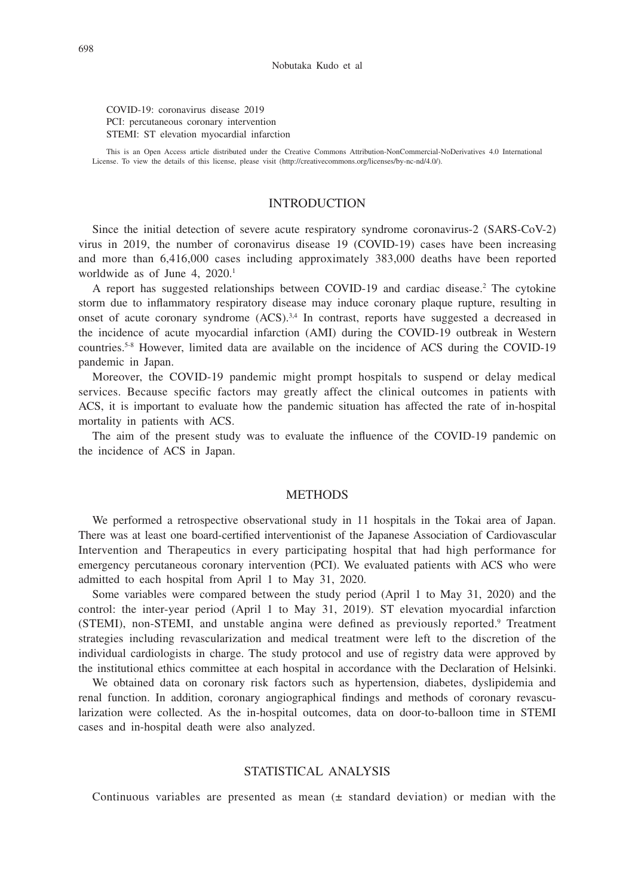COVID-19: coronavirus disease 2019
PCI: percutaneous coronary intervention
STEMI: ST elevation myocardial infarction

This is an Open Access article distributed under the Creative Commons Attribution-NonCommercial-NoDerivatives 4.0 International License. To view the details of this license, please visit (http://creativecommons.org/licenses/by-nc-nd/4.0/).

## INTRODUCTION

Since the initial detection of severe acute respiratory syndrome coronavirus-2 (SARS-CoV-2) virus in 2019, the number of coronavirus disease 19 (COVID-19) cases have been increasing and more than 6,416,000 cases including approximately 383,000 deaths have been reported worldwide as of June 4, 2020.[1]

A report has suggested relationships between COVID-19 and cardiac disease.[2] The cytokine storm due to inflammatory respiratory disease may induce coronary plaque rupture, resulting in onset of acute coronary syndrome (ACS).[3,4] In contrast, reports have suggested a decreased in the incidence of acute myocardial infarction (AMI) during the COVID-19 outbreak in Western countries.[5-8] However, limited data are available on the incidence of ACS during the COVID-19 pandemic in Japan.

Moreover, the COVID-19 pandemic might prompt hospitals to suspend or delay medical services. Because specific factors may greatly affect the clinical outcomes in patients with ACS, it is important to evaluate how the pandemic situation has affected the rate of in-hospital mortality in patients with ACS.

The aim of the present study was to evaluate the influence of the COVID-19 pandemic on the incidence of ACS in Japan.

## METHODS

We performed a retrospective observational study in 11 hospitals in the Tokai area of Japan. There was at least one board-certified interventionist of the Japanese Association of Cardiovascular Intervention and Therapeutics in every participating hospital that had high performance for emergency percutaneous coronary intervention (PCI). We evaluated patients with ACS who were admitted to each hospital from April 1 to May 31, 2020.

Some variables were compared between the study period (April 1 to May 31, 2020) and the control: the inter-year period (April 1 to May 31, 2019). ST elevation myocardial infarction (STEMI), non-STEMI, and unstable angina were defined as previously reported.[9] Treatment strategies including revascularization and medical treatment were left to the discretion of the individual cardiologists in charge. The study protocol and use of registry data were approved by the institutional ethics committee at each hospital in accordance with the Declaration of Helsinki.

We obtained data on coronary risk factors such as hypertension, diabetes, dyslipidemia and renal function. In addition, coronary angiographical findings and methods of coronary revascularization were collected. As the in-hospital outcomes, data on door-to-balloon time in STEMI cases and in-hospital death were also analyzed.

## STATISTICAL ANALYSIS

Continuous variables are presented as mean (± standard deviation) or median with the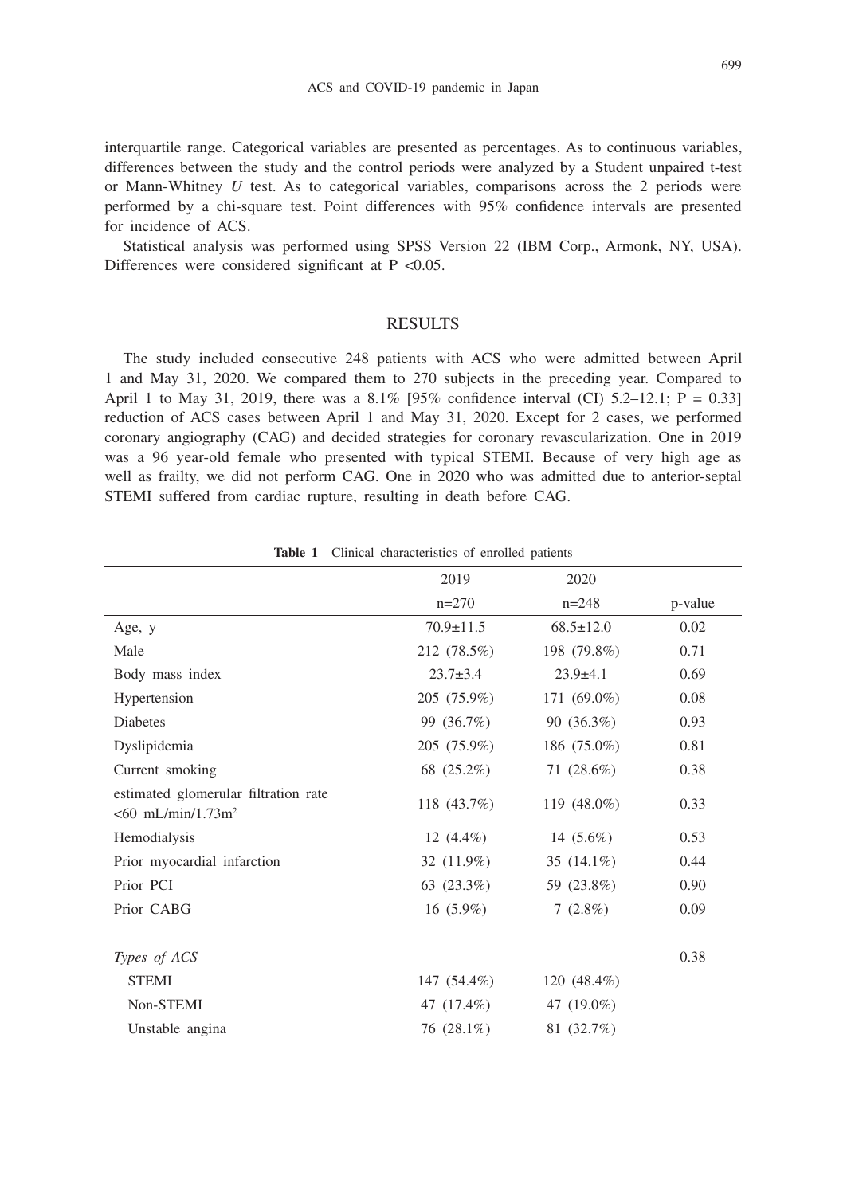interquartile range. Categorical variables are presented as percentages. As to continuous variables, differences between the study and the control periods were analyzed by a Student unpaired t-test or Mann-Whitney *U* test. As to categorical variables, comparisons across the 2 periods were performed by a chi-square test. Point differences with 95% confidence intervals are presented for incidence of ACS.

Statistical analysis was performed using SPSS Version 22 (IBM Corp., Armonk, NY, USA). Differences were considered significant at P <0.05.

## RESULTS

The study included consecutive 248 patients with ACS who were admitted between April 1 and May 31, 2020. We compared them to 270 subjects in the preceding year. Compared to April 1 to May 31, 2019, there was a 8.1% [95% confidence interval (CI) 5.2–12.1; P = 0.33] reduction of ACS cases between April 1 and May 31, 2020. Except for 2 cases, we performed coronary angiography (CAG) and decided strategies for coronary revascularization. One in 2019 was a 96 year-old female who presented with typical STEMI. Because of very high age as well as frailty, we did not perform CAG. One in 2020 who was admitted due to anterior-septal STEMI suffered from cardiac rupture, resulting in death before CAG.

**Table 1** Clinical characteristics of enrolled patients

| | 2019<br>n=270 | 2020<br>n=248 | p-value |
|---|---|---|---|
| Age, y | 70.9±11.5 | 68.5±12.0 | 0.02 |
| Male | 212 (78.5%) | 198 (79.8%) | 0.71 |
| Body mass index | 23.7±3.4 | 23.9±4.1 | 0.69 |
| Hypertension | 205 (75.9%) | 171 (69.0%) | 0.08 |
| Diabetes | 99 (36.7%) | 90 (36.3%) | 0.93 |
| Dyslipidemia | 205 (75.9%) | 186 (75.0%) | 0.81 |
| Current smoking | 68 (25.2%) | 71 (28.6%) | 0.38 |
| estimated glomerular filtration rate <60 mL/min/1.73m$^2$ | 118 (43.7%) | 119 (48.0%) | 0.33 |
| Hemodialysis | 12 (4.4%) | 14 (5.6%) | 0.53 |
| Prior myocardial infarction | 32 (11.9%) | 35 (14.1%) | 0.44 |
| Prior PCI | 63 (23.3%) | 59 (23.8%) | 0.90 |
| Prior CABG | 16 (5.9%) | 7 (2.8%) | 0.09 |
| *Types of ACS* | | | 0.38 |
| STEMI | 147 (54.4%) | 120 (48.4%) | |
| Non-STEMI | 47 (17.4%) | 47 (19.0%) | |
| Unstable angina | 76 (28.1%) | 81 (32.7%) | |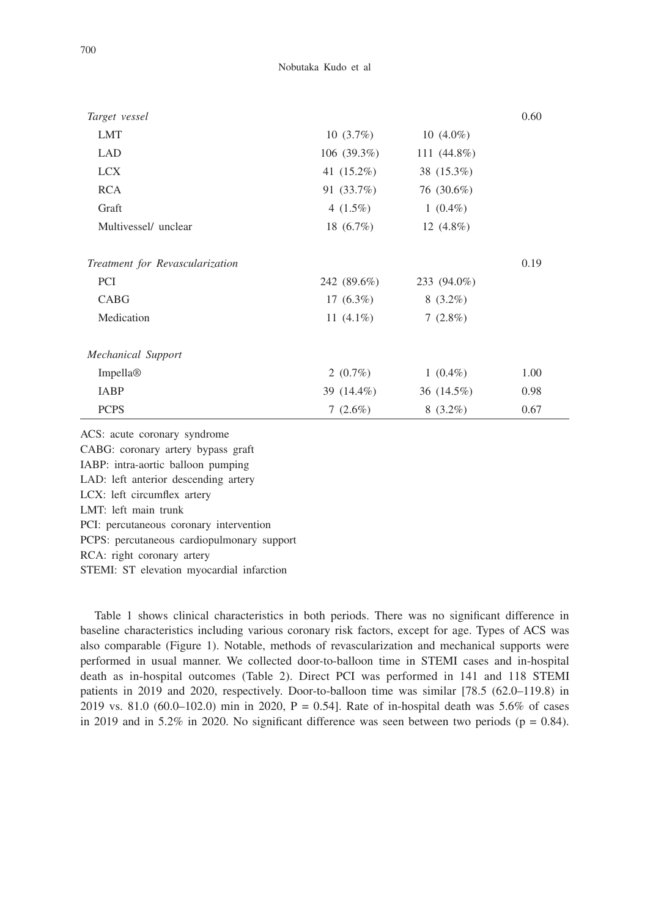| | | | |
|---|---|---|---|
| *Target vessel* | | | 0.60 |
| LMT | 10 (3.7%) | 10 (4.0%) | |
| LAD | 106 (39.3%) | 111 (44.8%) | |
| LCX | 41 (15.2%) | 38 (15.3%) | |
| RCA | 91 (33.7%) | 76 (30.6%) | |
| Graft | 4 (1.5%) | 1 (0.4%) | |
| Multivessel/ unclear | 18 (6.7%) | 12 (4.8%) | |
| *Treatment for Revascularization* | | | 0.19 |
| PCI | 242 (89.6%) | 233 (94.0%) | |
| CABG | 17 (6.3%) | 8 (3.2%) | |
| Medication | 11 (4.1%) | 7 (2.8%) | |
| *Mechanical Support* | | | |
| Impella® | 2 (0.7%) | 1 (0.4%) | 1.00 |
| IABP | 39 (14.4%) | 36 (14.5%) | 0.98 |
| PCPS | 7 (2.6%) | 8 (3.2%) | 0.67 |

ACS: acute coronary syndrome
CABG: coronary artery bypass graft
IABP: intra-aortic balloon pumping
LAD: left anterior descending artery
LCX: left circumflex artery
LMT: left main trunk
PCI: percutaneous coronary intervention
PCPS: percutaneous cardiopulmonary support
RCA: right coronary artery
STEMI: ST elevation myocardial infarction

Table 1 shows clinical characteristics in both periods. There was no significant difference in baseline characteristics including various coronary risk factors, except for age. Types of ACS was also comparable (Figure 1). Notable, methods of revascularization and mechanical supports were performed in usual manner. We collected door-to-balloon time in STEMI cases and in-hospital death as in-hospital outcomes (Table 2). Direct PCI was performed in 141 and 118 STEMI patients in 2019 and 2020, respectively. Door-to-balloon time was similar [78.5 (62.0–119.8) in 2019 vs. 81.0 (60.0–102.0) min in 2020, $P = 0.54$]. Rate of in-hospital death was 5.6% of cases in 2019 and in 5.2% in 2020. No significant difference was seen between two periods ($p = 0.84$).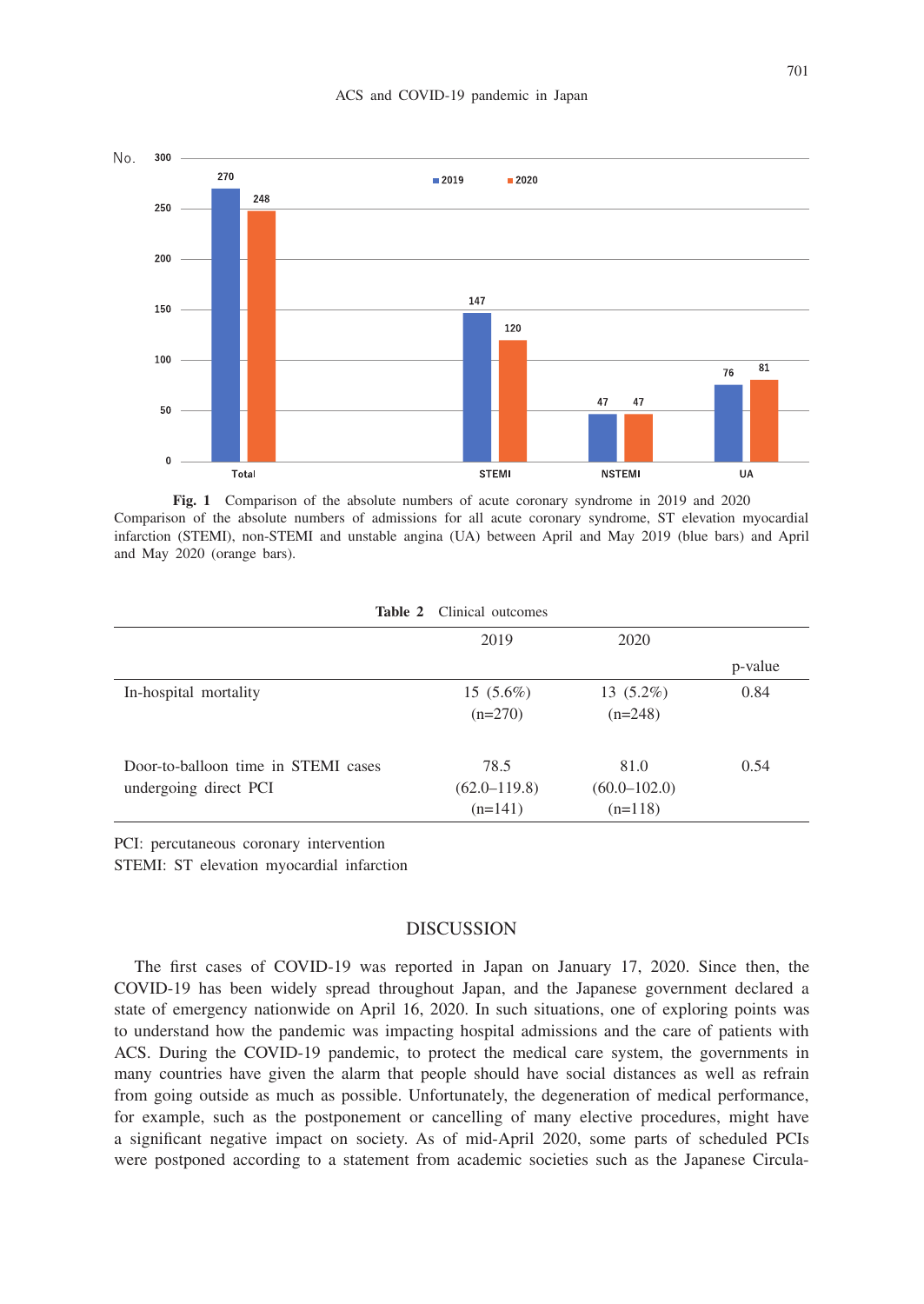Fig. 1 Comparison of the absolute numbers of acute coronary syndrome in 2019 and 2020
Comparison of the absolute numbers of admissions for all acute coronary syndrome, ST elevation myocardial infarction (STEMI), non-STEMI and unstable angina (UA) between April and May 2019 (blue bars) and April and May 2020 (orange bars).

**Table 2** Clinical outcomes

| | 2019 | 2020 | p-value |
|---|---|---|---|
| In-hospital mortality | 15 (5.6%) (n=270) | 13 (5.2%) (n=248) | 0.84 |
| Door-to-balloon time in STEMI cases undergoing direct PCI | 78.5 (62.0–119.8) (n=141) | 81.0 (60.0–102.0) (n=118) | 0.54 |

PCI: percutaneous coronary intervention
STEMI: ST elevation myocardial infarction

## DISCUSSION

The first cases of COVID-19 was reported in Japan on January 17, 2020. Since then, the COVID-19 has been widely spread throughout Japan, and the Japanese government declared a state of emergency nationwide on April 16, 2020. In such situations, one of exploring points was to understand how the pandemic was impacting hospital admissions and the care of patients with ACS. During the COVID-19 pandemic, to protect the medical care system, the governments in many countries have given the alarm that people should have social distances as well as refrain from going outside as much as possible. Unfortunately, the degeneration of medical performance, for example, such as the postponement or cancelling of many elective procedures, might have a significant negative impact on society. As of mid-April 2020, some parts of scheduled PCIs were postponed according to a statement from academic societies such as the Japanese Circula-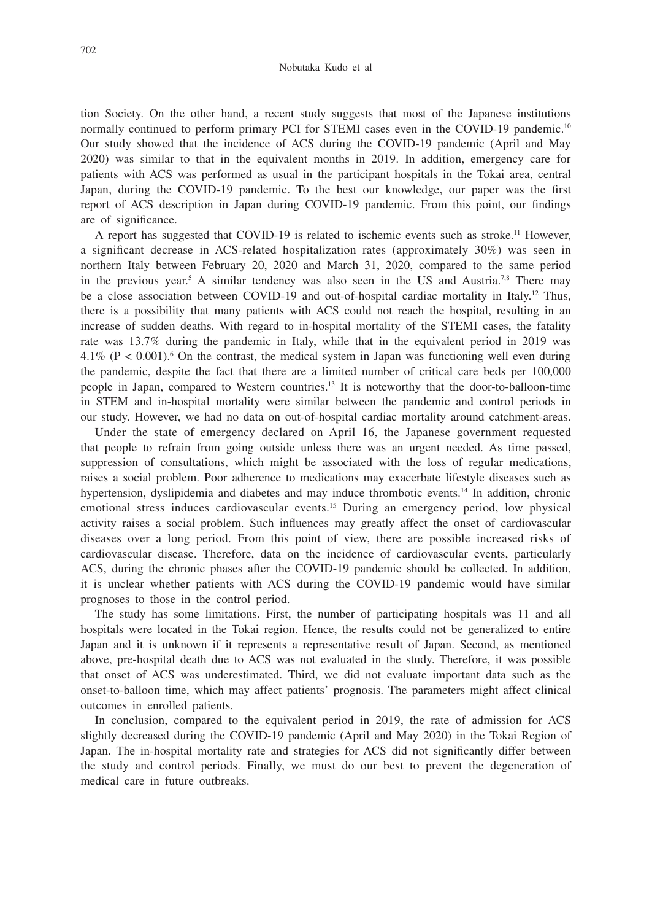tion Society. On the other hand, a recent study suggests that most of the Japanese institutions normally continued to perform primary PCI for STEMI cases even in the COVID-19 pandemic.[10] Our study showed that the incidence of ACS during the COVID-19 pandemic (April and May 2020) was similar to that in the equivalent months in 2019. In addition, emergency care for patients with ACS was performed as usual in the participant hospitals in the Tokai area, central Japan, during the COVID-19 pandemic. To the best our knowledge, our paper was the first report of ACS description in Japan during COVID-19 pandemic. From this point, our findings are of significance.

A report has suggested that COVID-19 is related to ischemic events such as stroke.[11] However, a significant decrease in ACS-related hospitalization rates (approximately 30%) was seen in northern Italy between February 20, 2020 and March 31, 2020, compared to the same period in the previous year.[5] A similar tendency was also seen in the US and Austria.[7,8] There may be a close association between COVID-19 and out-of-hospital cardiac mortality in Italy.[12] Thus, there is a possibility that many patients with ACS could not reach the hospital, resulting in an increase of sudden deaths. With regard to in-hospital mortality of the STEMI cases, the fatality rate was 13.7% during the pandemic in Italy, while that in the equivalent period in 2019 was 4.1% ($P < 0.001$).[6] On the contrast, the medical system in Japan was functioning well even during the pandemic, despite the fact that there are a limited number of critical care beds per 100,000 people in Japan, compared to Western countries.[13] It is noteworthy that the door-to-balloon-time in STEM and in-hospital mortality were similar between the pandemic and control periods in our study. However, we had no data on out-of-hospital cardiac mortality around catchment-areas.

Under the state of emergency declared on April 16, the Japanese government requested that people to refrain from going outside unless there was an urgent needed. As time passed, suppression of consultations, which might be associated with the loss of regular medications, raises a social problem. Poor adherence to medications may exacerbate lifestyle diseases such as hypertension, dyslipidemia and diabetes and may induce thrombotic events.[14] In addition, chronic emotional stress induces cardiovascular events.[15] During an emergency period, low physical activity raises a social problem. Such influences may greatly affect the onset of cardiovascular diseases over a long period. From this point of view, there are possible increased risks of cardiovascular disease. Therefore, data on the incidence of cardiovascular events, particularly ACS, during the chronic phases after the COVID-19 pandemic should be collected. In addition, it is unclear whether patients with ACS during the COVID-19 pandemic would have similar prognoses to those in the control period.

The study has some limitations. First, the number of participating hospitals was 11 and all hospitals were located in the Tokai region. Hence, the results could not be generalized to entire Japan and it is unknown if it represents a representative result of Japan. Second, as mentioned above, pre-hospital death due to ACS was not evaluated in the study. Therefore, it was possible that onset of ACS was underestimated. Third, we did not evaluate important data such as the onset-to-balloon time, which may affect patients' prognosis. The parameters might affect clinical outcomes in enrolled patients.

In conclusion, compared to the equivalent period in 2019, the rate of admission for ACS slightly decreased during the COVID-19 pandemic (April and May 2020) in the Tokai Region of Japan. The in-hospital mortality rate and strategies for ACS did not significantly differ between the study and control periods. Finally, we must do our best to prevent the degeneration of medical care in future outbreaks.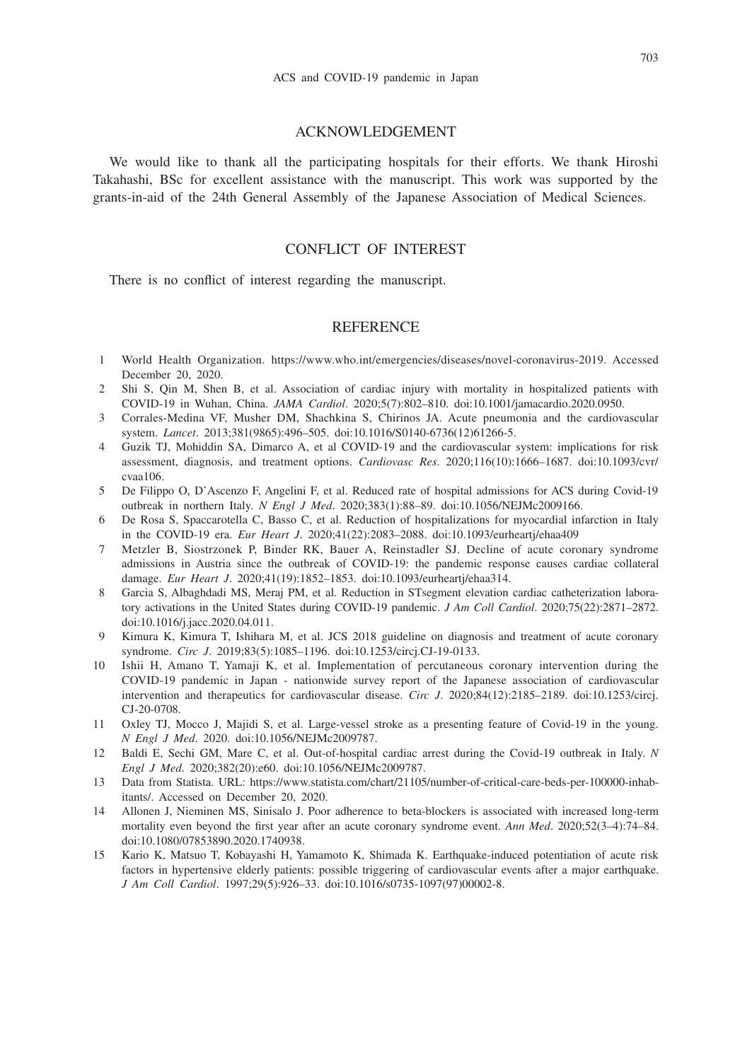## ACKNOWLEDGEMENT

We would like to thank all the participating hospitals for their efforts. We thank Hiroshi Takahashi, BSc for excellent assistance with the manuscript. This work was supported by the grants-in-aid of the 24th General Assembly of the Japanese Association of Medical Sciences.

## CONFLICT OF INTEREST

There is no conflict of interest regarding the manuscript.

## REFERENCE

1. World Health Organization. https://www.who.int/emergencies/diseases/novel-coronavirus-2019. Accessed December 20, 2020.
2. Shi S, Qin M, Shen B, et al. Association of cardiac injury with mortality in hospitalized patients with COVID-19 in Wuhan, China. *JAMA Cardiol*. 2020;5(7):802–810. doi:10.1001/jamacardio.2020.0950.
3. Corrales-Medina VF, Musher DM, Shachkina S, Chirinos JA. Acute pneumonia and the cardiovascular system. *Lancet*. 2013;381(9865):496–505. doi:10.1016/S0140-6736(12)61266-5.
4. Guzik TJ, Mohiddin SA, Dimarco A, et al COVID-19 and the cardiovascular system: implications for risk assessment, diagnosis, and treatment options. *Cardiovasc Res*. 2020;116(10):1666–1687. doi:10.1093/cvr/cvaa106.
5. De Filippo O, D'Ascenzo F, Angelini F, et al. Reduced rate of hospital admissions for ACS during Covid-19 outbreak in northern Italy. *N Engl J Med*. 2020;383(1):88–89. doi:10.1056/NEJMc2009166.
6. De Rosa S, Spaccarotella C, Basso C, et al. Reduction of hospitalizations for myocardial infarction in Italy in the COVID-19 era. *Eur Heart J*. 2020;41(22):2083–2088. doi:10.1093/eurheartj/ehaa409
7. Metzler B, Siostrzonek P, Binder RK, Bauer A, Reinstadler SJ. Decline of acute coronary syndrome admissions in Austria since the outbreak of COVID-19: the pandemic response causes cardiac collateral damage. *Eur Heart J*. 2020;41(19):1852–1853. doi:10.1093/eurheartj/ehaa314.
8. Garcia S, Albaghdadi MS, Meraj PM, et al. Reduction in STsegment elevation cardiac catheterization laboratory activations in the United States during COVID-19 pandemic. *J Am Coll Cardiol*. 2020;75(22):2871–2872. doi:10.1016/j.jacc.2020.04.011.
9. Kimura K, Kimura T, Ishihara M, et al. JCS 2018 guideline on diagnosis and treatment of acute coronary syndrome. *Circ J*. 2019;83(5):1085–1196. doi:10.1253/circj.CJ-19-0133.
10. Ishii H, Amano T, Yamaji K, et al. Implementation of percutaneous coronary intervention during the COVID-19 pandemic in Japan - nationwide survey report of the Japanese association of cardiovascular intervention and therapeutics for cardiovascular disease. *Circ J*. 2020;84(12):2185–2189. doi:10.1253/circj.CJ-20-0708.
11. Oxley TJ, Mocco J, Majidi S, et al. Large-vessel stroke as a presenting feature of Covid-19 in the young. *N Engl J Med*. 2020. doi:10.1056/NEJMc2009787.
12. Baldi E, Sechi GM, Mare C, et al. Out-of-hospital cardiac arrest during the Covid-19 outbreak in Italy. *N Engl J Med*. 2020;382(20):e60. doi:10.1056/NEJMc2009787.
13. Data from Statista. URL: https://www.statista.com/chart/21105/number-of-critical-care-beds-per-100000-inhabitants/. Accessed on December 20, 2020.
14. Allonen J, Nieminen MS, Sinisalo J. Poor adherence to beta-blockers is associated with increased long-term mortality even beyond the first year after an acute coronary syndrome event. *Ann Med*. 2020;52(3–4):74–84. doi:10.1080/07853890.2020.1740938.
15. Kario K, Matsuo T, Kobayashi H, Yamamoto K, Shimada K. Earthquake-induced potentiation of acute risk factors in hypertensive elderly patients: possible triggering of cardiovascular events after a major earthquake. *J Am Coll Cardiol*. 1997;29(5):926–33. doi:10.1016/s0735-1097(97)00002-8.